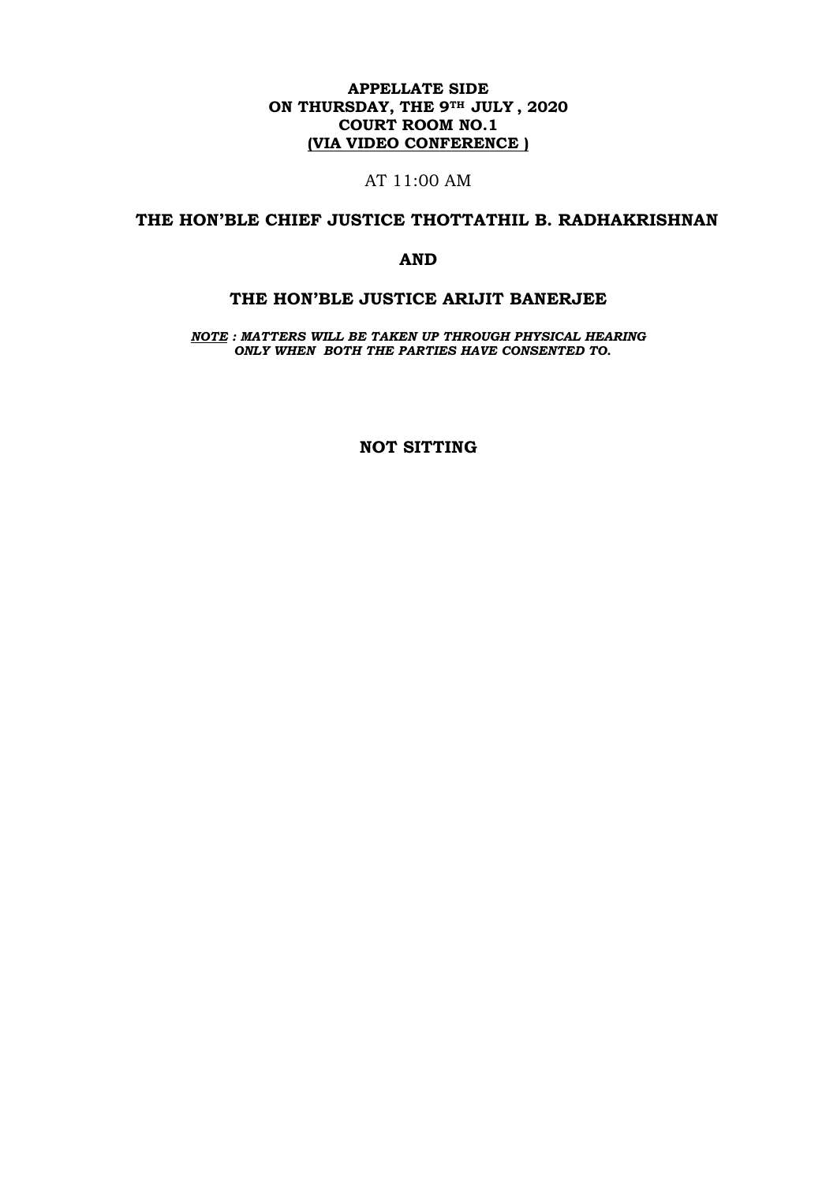**APPELLATE SIDE**
**ON THURSDAY, THE 9TH JULY , 2020**
**COURT ROOM NO.1**
**(VIA VIDEO CONFERENCE )**

AT 11:00 AM

**THE HON'BLE CHIEF JUSTICE THOTTATHIL B. RADHAKRISHNAN**

**AND**

**THE HON'BLE JUSTICE ARIJIT BANERJEE**

***NOTE : MATTERS WILL BE TAKEN UP THROUGH PHYSICAL HEARING ONLY WHEN BOTH THE PARTIES HAVE CONSENTED TO.***

**NOT SITTING**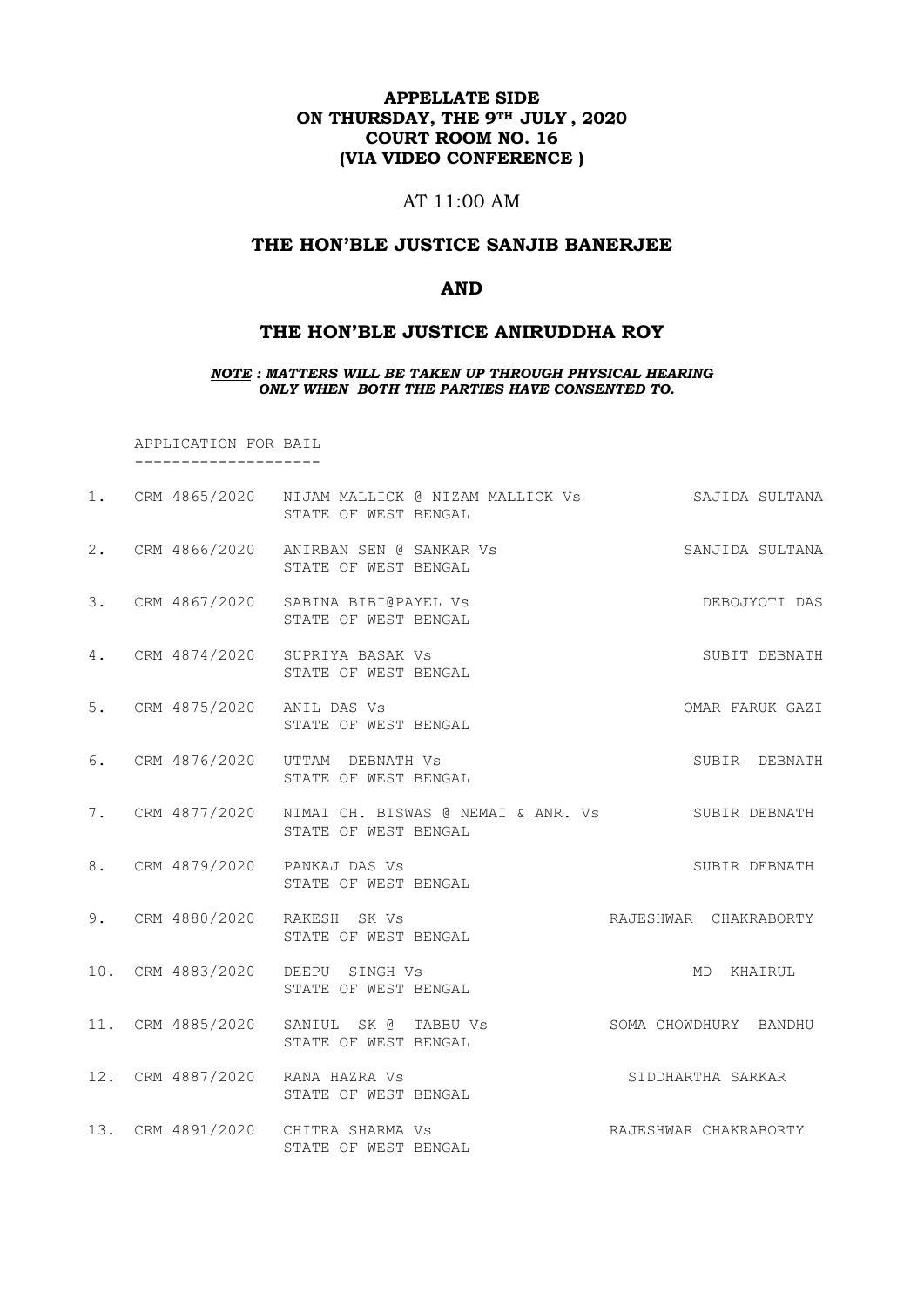**APPELLATE SIDE**
**ON THURSDAY, THE 9TH JULY , 2020**
**COURT ROOM NO. 16**
**(VIA VIDEO CONFERENCE )**

AT 11:00 AM

## THE HON'BLE JUSTICE SANJIB BANERJEE

## AND

## THE HON'BLE JUSTICE ANIRUDDHA ROY

***NOTE : MATTERS WILL BE TAKEN UP THROUGH PHYSICAL HEARING ONLY WHEN BOTH THE PARTIES HAVE CONSENTED TO.***

APPLICATION FOR BAIL
--------------------

| No. | Case No. | Parties | Advocate |
|---|---|---|---|
| 1. | CRM 4865/2020 | NIJAM MALLICK @ NIZAM MALLICK Vs STATE OF WEST BENGAL | SAJIDA SULTANA |
| 2. | CRM 4866/2020 | ANIRBAN SEN @ SANKAR Vs STATE OF WEST BENGAL | SANJIDA SULTANA |
| 3. | CRM 4867/2020 | SABINA BIBI@PAYEL Vs STATE OF WEST BENGAL | DEBOJYOTI DAS |
| 4. | CRM 4874/2020 | SUPRIYA BASAK Vs STATE OF WEST BENGAL | SUBIT DEBNATH |
| 5. | CRM 4875/2020 | ANIL DAS Vs STATE OF WEST BENGAL | OMAR FARUK GAZI |
| 6. | CRM 4876/2020 | UTTAM DEBNATH Vs STATE OF WEST BENGAL | SUBIR DEBNATH |
| 7. | CRM 4877/2020 | NIMAI CH. BISWAS @ NEMAI & ANR. Vs STATE OF WEST BENGAL | SUBIR DEBNATH |
| 8. | CRM 4879/2020 | PANKAJ DAS Vs STATE OF WEST BENGAL | SUBIR DEBNATH |
| 9. | CRM 4880/2020 | RAKESH SK Vs STATE OF WEST BENGAL | RAJESHWAR CHAKRABORTY |
| 10. | CRM 4883/2020 | DEEPU SINGH Vs STATE OF WEST BENGAL | MD KHAIRUL |
| 11. | CRM 4885/2020 | SANIUL SK @ TABBU Vs STATE OF WEST BENGAL | SOMA CHOWDHURY BANDHU |
| 12. | CRM 4887/2020 | RANA HAZRA Vs STATE OF WEST BENGAL | SIDDHARTHA SARKAR |
| 13. | CRM 4891/2020 | CHITRA SHARMA Vs STATE OF WEST BENGAL | RAJESHWAR CHAKRABORTY |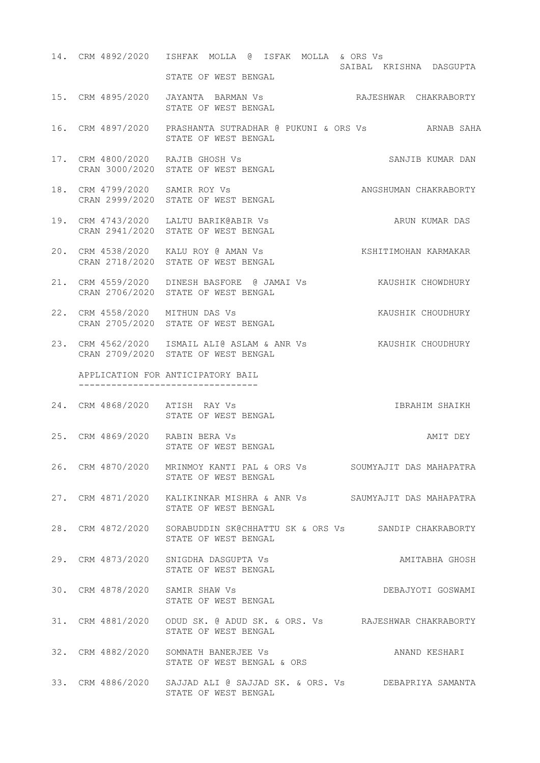| No. | Case No. | Parties | Advocate |
|---|---|---|---|
| 14. | CRM 4892/2020 | ISHFAK MOLLA @ ISFAK MOLLA & ORS Vs STATE OF WEST BENGAL | SAIBAL KRISHNA DASGUPTA |
| 15. | CRM 4895/2020 | JAYANTA BARMAN Vs STATE OF WEST BENGAL | RAJESHWAR CHAKRABORTY |
| 16. | CRM 4897/2020 | PRASHANTA SUTRADHAR @ PUKUNI & ORS Vs STATE OF WEST BENGAL | ARNAB SAHA |
| 17. | CRM 4800/2020 CRAN 3000/2020 | RAJIB GHOSH Vs STATE OF WEST BENGAL | SANJIB KUMAR DAN |
| 18. | CRM 4799/2020 CRAN 2999/2020 | SAMIR ROY Vs STATE OF WEST BENGAL | ANGSHUMAN CHAKRABORTY |
| 19. | CRM 4743/2020 CRAN 2941/2020 | LALTU BARIK@ABIR Vs STATE OF WEST BENGAL | ARUN KUMAR DAS |
| 20. | CRM 4538/2020 CRAN 2718/2020 | KALU ROY @ AMAN Vs STATE OF WEST BENGAL | KSHITIMOHAN KARMAKAR |
| 21. | CRM 4559/2020 CRAN 2706/2020 | DINESH BASFORE @ JAMAI Vs STATE OF WEST BENGAL | KAUSHIK CHOWDHURY |
| 22. | CRM 4558/2020 CRAN 2705/2020 | MITHUN DAS Vs STATE OF WEST BENGAL | KAUSHIK CHOUDHURY |
| 23. | CRM 4562/2020 CRAN 2709/2020 | ISMAIL ALI@ ASLAM & ANR Vs STATE OF WEST BENGAL | KAUSHIK CHOUDHURY |

APPLICATION FOR ANTICIPATORY BAIL
---------------------------------

| No. | Case No. | Parties | Advocate |
|---|---|---|---|
| 24. | CRM 4868/2020 | ATISH RAY Vs STATE OF WEST BENGAL | IBRAHIM SHAIKH |
| 25. | CRM 4869/2020 | RABIN BERA Vs STATE OF WEST BENGAL | AMIT DEY |
| 26. | CRM 4870/2020 | MRINMOY KANTI PAL & ORS Vs STATE OF WEST BENGAL | SOUMYAJIT DAS MAHAPATRA |
| 27. | CRM 4871/2020 | KALIKINKAR MISHRA & ANR Vs STATE OF WEST BENGAL | SAUMYAJIT DAS MAHAPATRA |
| 28. | CRM 4872/2020 | SORABUDDIN SK@CHHATTU SK & ORS Vs STATE OF WEST BENGAL | SANDIP CHAKRABORTY |
| 29. | CRM 4873/2020 | SNIGDHA DASGUPTA Vs STATE OF WEST BENGAL | AMITABHA GHOSH |
| 30. | CRM 4878/2020 | SAMIR SHAW Vs STATE OF WEST BENGAL | DEBAJYOTI GOSWAMI |
| 31. | CRM 4881/2020 | ODUD SK. @ ADUD SK. & ORS. Vs STATE OF WEST BENGAL | RAJESHWAR CHAKRABORTY |
| 32. | CRM 4882/2020 | SOMNATH BANERJEE Vs STATE OF WEST BENGAL & ORS | ANAND KESHARI |
| 33. | CRM 4886/2020 | SAJJAD ALI @ SAJJAD SK. & ORS. Vs STATE OF WEST BENGAL | DEBAPRIYA SAMANTA |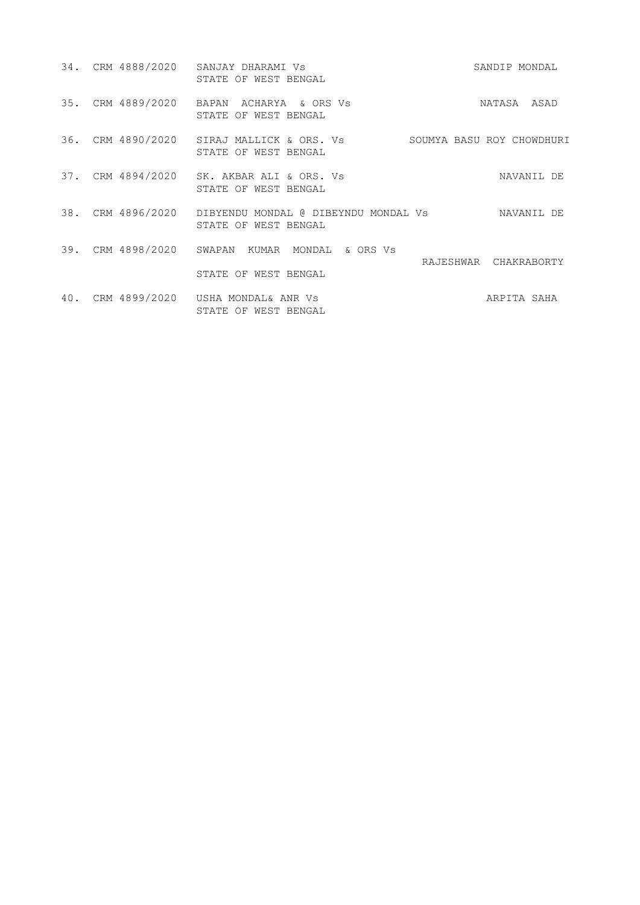| | | | |
|---|---|---|---|
| 34. | CRM 4888/2020 | SANJAY DHARAMI Vs<br>STATE OF WEST BENGAL | SANDIP MONDAL |
| 35. | CRM 4889/2020 | BAPAN ACHARYA & ORS Vs<br>STATE OF WEST BENGAL | NATASA ASAD |
| 36. | CRM 4890/2020 | SIRAJ MALLICK & ORS. Vs<br>STATE OF WEST BENGAL | SOUMYA BASU ROY CHOWDHURI |
| 37. | CRM 4894/2020 | SK. AKBAR ALI & ORS. Vs<br>STATE OF WEST BENGAL | NAVANIL DE |
| 38. | CRM 4896/2020 | DIBYENDU MONDAL @ DIBEYNDU MONDAL Vs<br>STATE OF WEST BENGAL | NAVANIL DE |
| 39. | CRM 4898/2020 | SWAPAN KUMAR MONDAL & ORS Vs<br>STATE OF WEST BENGAL | RAJESHWAR CHAKRABORTY |
| 40. | CRM 4899/2020 | USHA MONDAL& ANR Vs<br>STATE OF WEST BENGAL | ARPITA SAHA |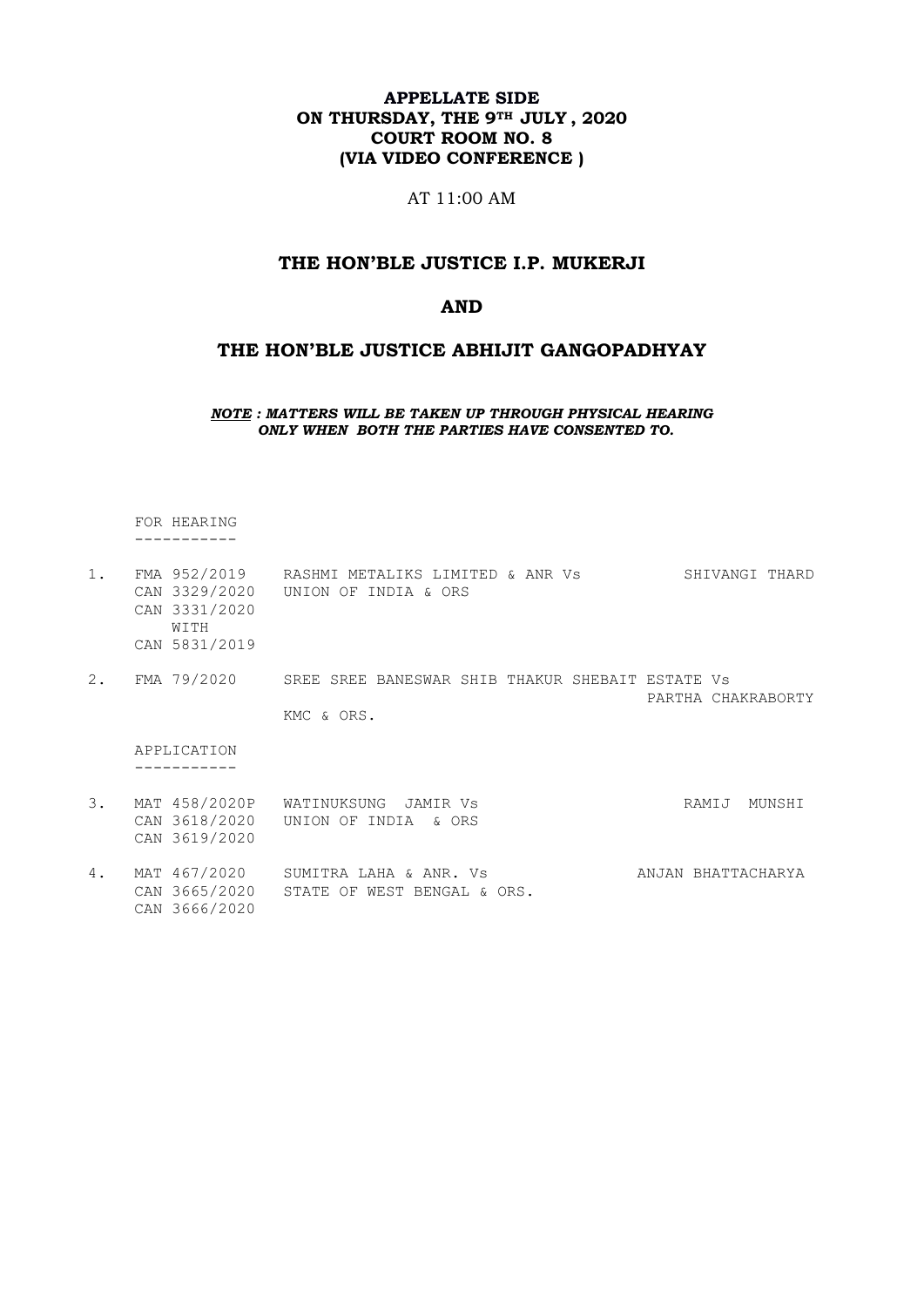**APPELLATE SIDE**
**ON THURSDAY, THE 9TH JULY , 2020**
**COURT ROOM NO. 8**
**(VIA VIDEO CONFERENCE )**

AT 11:00 AM

## THE HON'BLE JUSTICE I.P. MUKERJI

## AND

## THE HON'BLE JUSTICE ABHIJIT GANGOPADHYAY

***NOTE : MATTERS WILL BE TAKEN UP THROUGH PHYSICAL HEARING ONLY WHEN BOTH THE PARTIES HAVE CONSENTED TO.***

FOR HEARING
-----------

1. FMA 952/2019 CAN 3329/2020 CAN 3331/2020 WITH CAN 5831/2019 — RASHMI METALIKS LIMITED & ANR Vs UNION OF INDIA & ORS — SHIVANGI THARD

2. FMA 79/2020 — SREE SREE BANESWAR SHIB THAKUR SHEBAIT ESTATE Vs KMC & ORS. — PARTHA CHAKRABORTY

APPLICATION
-----------

3. MAT 458/2020P CAN 3618/2020 CAN 3619/2020 — WATINUKSUNG JAMIR Vs UNION OF INDIA & ORS — RAMIJ MUNSHI

4. MAT 467/2020 CAN 3665/2020 CAN 3666/2020 — SUMITRA LAHA & ANR. Vs STATE OF WEST BENGAL & ORS. — ANJAN BHATTACHARYA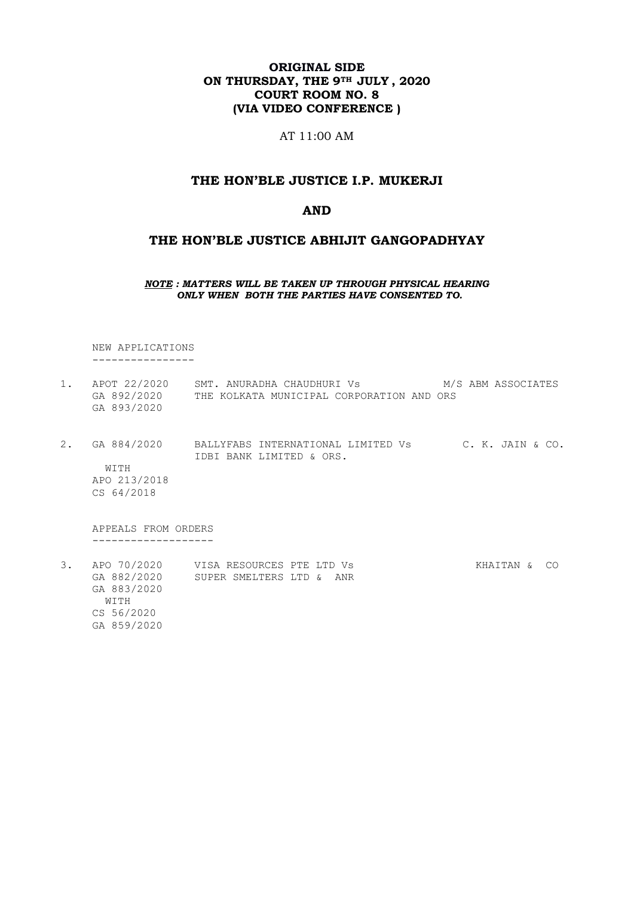**ORIGINAL SIDE**
**ON THURSDAY, THE 9TH JULY , 2020**
**COURT ROOM NO. 8**
**(VIA VIDEO CONFERENCE )**

AT 11:00 AM

## THE HON'BLE JUSTICE I.P. MUKERJI

## AND

## THE HON'BLE JUSTICE ABHIJIT GANGOPADHYAY

***NOTE*** ***: MATTERS WILL BE TAKEN UP THROUGH PHYSICAL HEARING ONLY WHEN BOTH THE PARTIES HAVE CONSENTED TO.***

NEW APPLICATIONS
----------------

1. APOT 22/2020 SMT. ANURADHA CHAUDHURI Vs M/S ABM ASSOCIATES
   GA 892/2020 THE KOLKATA MUNICIPAL CORPORATION AND ORS
   GA 893/2020

2. GA 884/2020 BALLYFABS INTERNATIONAL LIMITED Vs C. K. JAIN & CO.
   IDBI BANK LIMITED & ORS.
   WITH
   APO 213/2018
   CS 64/2018

APPEALS FROM ORDERS
-------------------

3. APO 70/2020 VISA RESOURCES PTE LTD Vs KHAITAN & CO
   GA 882/2020 SUPER SMELTERS LTD & ANR
   GA 883/2020
   WITH
   CS 56/2020
   GA 859/2020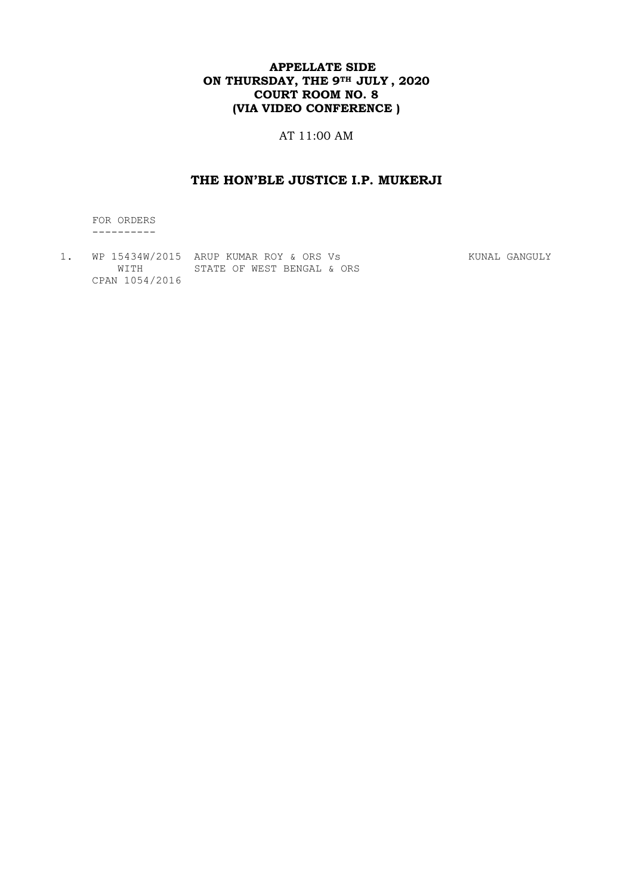**APPELLATE SIDE**
**ON THURSDAY, THE 9TH JULY , 2020**
**COURT ROOM NO. 8**
**(VIA VIDEO CONFERENCE )**

AT 11:00 AM

## THE HON'BLE JUSTICE I.P. MUKERJI

FOR ORDERS
----------

| | | | |
|---|---|---|---|
| 1. | WP 15434W/2015 WITH CPAN 1054/2016 | ARUP KUMAR ROY & ORS Vs STATE OF WEST BENGAL & ORS | KUNAL GANGULY |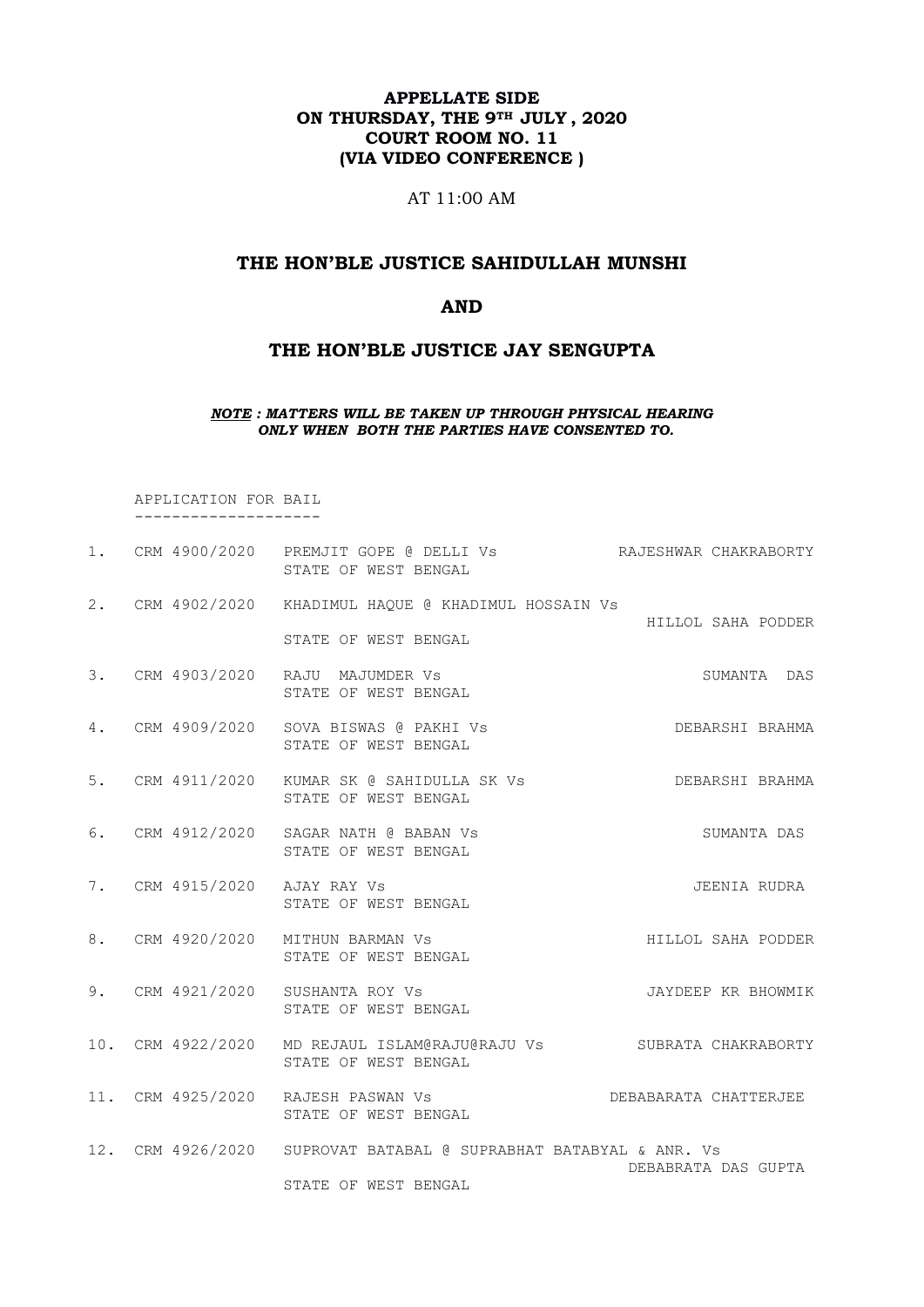**APPELLATE SIDE**
**ON THURSDAY, THE 9TH JULY , 2020**
**COURT ROOM NO. 11**
**(VIA VIDEO CONFERENCE )**

AT 11:00 AM

## THE HON'BLE JUSTICE SAHIDULLAH MUNSHI

## AND

## THE HON'BLE JUSTICE JAY SENGUPTA

***NOTE : MATTERS WILL BE TAKEN UP THROUGH PHYSICAL HEARING ONLY WHEN BOTH THE PARTIES HAVE CONSENTED TO.***

APPLICATION FOR BAIL

| | | | |
|---|---|---|---|
| 1. | CRM 4900/2020 | PREMJIT GOPE @ DELLI Vs<br>STATE OF WEST BENGAL | RAJESHWAR CHAKRABORTY |
| 2. | CRM 4902/2020 | KHADIMUL HAQUE @ KHADIMUL HOSSAIN Vs<br>STATE OF WEST BENGAL | HILLOL SAHA PODDER |
| 3. | CRM 4903/2020 | RAJU MAJUMDER Vs<br>STATE OF WEST BENGAL | SUMANTA DAS |
| 4. | CRM 4909/2020 | SOVA BISWAS @ PAKHI Vs<br>STATE OF WEST BENGAL | DEBARSHI BRAHMA |
| 5. | CRM 4911/2020 | KUMAR SK @ SAHIDULLA SK Vs<br>STATE OF WEST BENGAL | DEBARSHI BRAHMA |
| 6. | CRM 4912/2020 | SAGAR NATH @ BABAN Vs<br>STATE OF WEST BENGAL | SUMANTA DAS |
| 7. | CRM 4915/2020 | AJAY RAY Vs<br>STATE OF WEST BENGAL | JEENIA RUDRA |
| 8. | CRM 4920/2020 | MITHUN BARMAN Vs<br>STATE OF WEST BENGAL | HILLOL SAHA PODDER |
| 9. | CRM 4921/2020 | SUSHANTA ROY Vs<br>STATE OF WEST BENGAL | JAYDEEP KR BHOWMIK |
| 10. | CRM 4922/2020 | MD REJAUL ISLAM@RAJU@RAJU Vs<br>STATE OF WEST BENGAL | SUBRATA CHAKRABORTY |
| 11. | CRM 4925/2020 | RAJESH PASWAN Vs<br>STATE OF WEST BENGAL | DEBABARATA CHATTERJEE |
| 12. | CRM 4926/2020 | SUPROVAT BATABAL @ SUPRABHAT BATABYAL & ANR. Vs<br>STATE OF WEST BENGAL | DEBABRATA DAS GUPTA |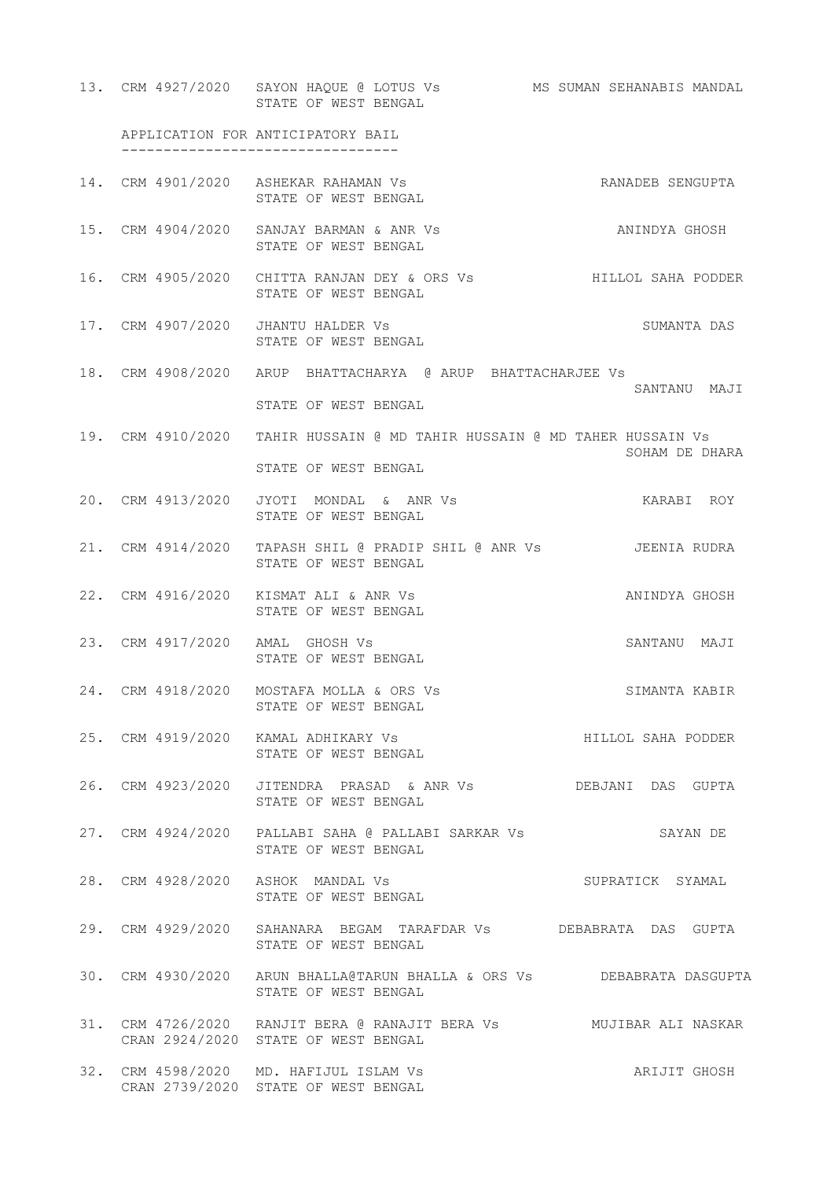13. CRM 4927/2020 SAYON HAQUE @ LOTUS Vs STATE OF WEST BENGAL — MS SUMAN SEHANABIS MANDAL

## APPLICATION FOR ANTICIPATORY BAIL

14. CRM 4901/2020 ASHEKAR RAHAMAN Vs STATE OF WEST BENGAL — RANADEB SENGUPTA
15. CRM 4904/2020 SANJAY BARMAN & ANR Vs STATE OF WEST BENGAL — ANINDYA GHOSH
16. CRM 4905/2020 CHITTA RANJAN DEY & ORS Vs STATE OF WEST BENGAL — HILLOL SAHA PODDER
17. CRM 4907/2020 JHANTU HALDER Vs STATE OF WEST BENGAL — SUMANTA DAS
18. CRM 4908/2020 ARUP BHATTACHARYA @ ARUP BHATTACHARJEE Vs STATE OF WEST BENGAL — SANTANU MAJI
19. CRM 4910/2020 TAHIR HUSSAIN @ MD TAHIR HUSSAIN @ MD TAHER HUSSAIN Vs STATE OF WEST BENGAL — SOHAM DE DHARA
20. CRM 4913/2020 JYOTI MONDAL & ANR Vs STATE OF WEST BENGAL — KARABI ROY
21. CRM 4914/2020 TAPASH SHIL @ PRADIP SHIL @ ANR Vs STATE OF WEST BENGAL — JEENIA RUDRA
22. CRM 4916/2020 KISMAT ALI & ANR Vs STATE OF WEST BENGAL — ANINDYA GHOSH
23. CRM 4917/2020 AMAL GHOSH Vs STATE OF WEST BENGAL — SANTANU MAJI
24. CRM 4918/2020 MOSTAFA MOLLA & ORS Vs STATE OF WEST BENGAL — SIMANTA KABIR
25. CRM 4919/2020 KAMAL ADHIKARY Vs STATE OF WEST BENGAL — HILLOL SAHA PODDER
26. CRM 4923/2020 JITENDRA PRASAD & ANR Vs STATE OF WEST BENGAL — DEBJANI DAS GUPTA
27. CRM 4924/2020 PALLABI SAHA @ PALLABI SARKAR Vs STATE OF WEST BENGAL — SAYAN DE
28. CRM 4928/2020 ASHOK MANDAL Vs STATE OF WEST BENGAL — SUPRATICK SYAMAL
29. CRM 4929/2020 SAHANARA BEGAM TARAFDAR Vs STATE OF WEST BENGAL — DEBABRATA DAS GUPTA
30. CRM 4930/2020 ARUN BHALLA@TARUN BHALLA & ORS Vs STATE OF WEST BENGAL — DEBABRATA DASGUPTA
31. CRM 4726/2020, CRAN 2924/2020 RANJIT BERA @ RANAJIT BERA Vs STATE OF WEST BENGAL — MUJIBAR ALI NASKAR
32. CRM 4598/2020, CRAN 2739/2020 MD. HAFIJUL ISLAM Vs STATE OF WEST BENGAL — ARIJIT GHOSH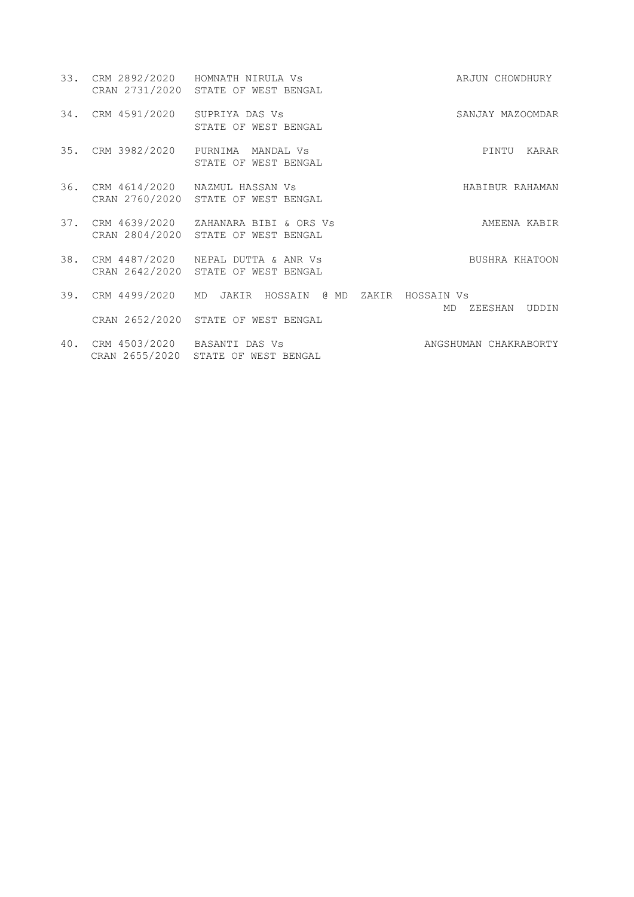| No. | Case No. | Parties | Advocate |
|---|---|---|---|
| 33. | CRM 2892/2020<br>CRAN 2731/2020 | HOMNATH NIRULA Vs<br>STATE OF WEST BENGAL | ARJUN CHOWDHURY |
| 34. | CRM 4591/2020 | SUPRIYA DAS Vs<br>STATE OF WEST BENGAL | SANJAY MAZOOMDAR |
| 35. | CRM 3982/2020 | PURNIMA MANDAL Vs<br>STATE OF WEST BENGAL | PINTU KARAR |
| 36. | CRM 4614/2020<br>CRAN 2760/2020 | NAZMUL HASSAN Vs<br>STATE OF WEST BENGAL | HABIBUR RAHAMAN |
| 37. | CRM 4639/2020<br>CRAN 2804/2020 | ZAHANARA BIBI & ORS Vs<br>STATE OF WEST BENGAL | AMEENA KABIR |
| 38. | CRM 4487/2020<br>CRAN 2642/2020 | NEPAL DUTTA & ANR Vs<br>STATE OF WEST BENGAL | BUSHRA KHATOON |
| 39. | CRM 4499/2020<br>CRAN 2652/2020 | MD JAKIR HOSSAIN @ MD ZAKIR HOSSAIN Vs<br>STATE OF WEST BENGAL | MD ZEESHAN UDDIN |
| 40. | CRM 4503/2020<br>CRAN 2655/2020 | BASANTI DAS Vs<br>STATE OF WEST BENGAL | ANGSHUMAN CHAKRABORTY |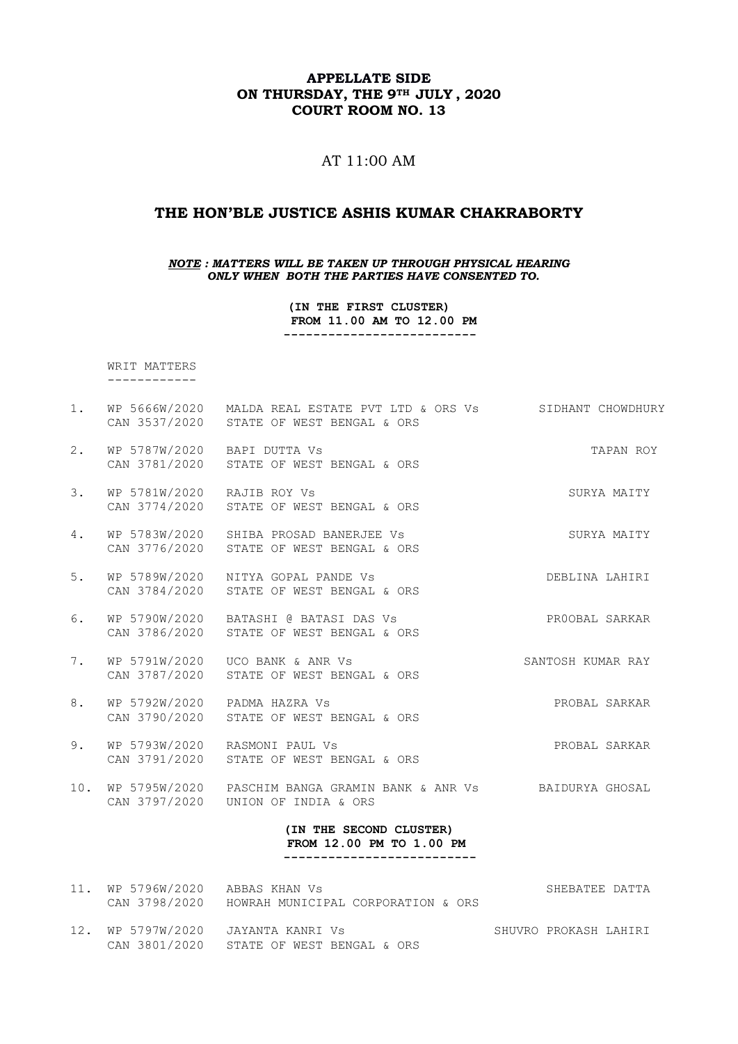**APPELLATE SIDE**
**ON THURSDAY, THE 9TH JULY , 2020**
**COURT ROOM NO. 13**

AT 11:00 AM

## THE HON'BLE JUSTICE ASHIS KUMAR CHAKRABORTY

***NOTE : MATTERS WILL BE TAKEN UP THROUGH PHYSICAL HEARING ONLY WHEN BOTH THE PARTIES HAVE CONSENTED TO.***

**(IN THE FIRST CLUSTER)**
**FROM 11.00 AM TO 12.00 PM**

WRIT MATTERS

| No. | Case No. | Parties | Advocate |
|---|---|---|---|
| 1. | WP 5666W/2020<br>CAN 3537/2020 | MALDA REAL ESTATE PVT LTD & ORS Vs<br>STATE OF WEST BENGAL & ORS | SIDHANT CHOWDHURY |
| 2. | WP 5787W/2020<br>CAN 3781/2020 | BAPI DUTTA Vs<br>STATE OF WEST BENGAL & ORS | TAPAN ROY |
| 3. | WP 5781W/2020<br>CAN 3774/2020 | RAJIB ROY Vs<br>STATE OF WEST BENGAL & ORS | SURYA MAITY |
| 4. | WP 5783W/2020<br>CAN 3776/2020 | SHIBA PROSAD BANERJEE Vs<br>STATE OF WEST BENGAL & ORS | SURYA MAITY |
| 5. | WP 5789W/2020<br>CAN 3784/2020 | NITYA GOPAL PANDE Vs<br>STATE OF WEST BENGAL & ORS | DEBLINA LAHIRI |
| 6. | WP 5790W/2020<br>CAN 3786/2020 | BATASHI @ BATASI DAS Vs<br>STATE OF WEST BENGAL & ORS | PR0OBAL SARKAR |
| 7. | WP 5791W/2020<br>CAN 3787/2020 | UCO BANK & ANR Vs<br>STATE OF WEST BENGAL & ORS | SANTOSH KUMAR RAY |
| 8. | WP 5792W/2020<br>CAN 3790/2020 | PADMA HAZRA Vs<br>STATE OF WEST BENGAL & ORS | PROBAL SARKAR |
| 9. | WP 5793W/2020<br>CAN 3791/2020 | RASMONI PAUL Vs<br>STATE OF WEST BENGAL & ORS | PROBAL SARKAR |
| 10. | WP 5795W/2020<br>CAN 3797/2020 | PASCHIM BANGA GRAMIN BANK & ANR Vs<br>UNION OF INDIA & ORS | BAIDURYA GHOSAL |

**(IN THE SECOND CLUSTER)**
**FROM 12.00 PM TO 1.00 PM**

| No. | Case No. | Parties | Advocate |
|---|---|---|---|
| 11. | WP 5796W/2020<br>CAN 3798/2020 | ABBAS KHAN Vs<br>HOWRAH MUNICIPAL CORPORATION & ORS | SHEBATEE DATTA |
| 12. | WP 5797W/2020<br>CAN 3801/2020 | JAYANTA KANRI Vs<br>STATE OF WEST BENGAL & ORS | SHUVRO PROKASH LAHIRI |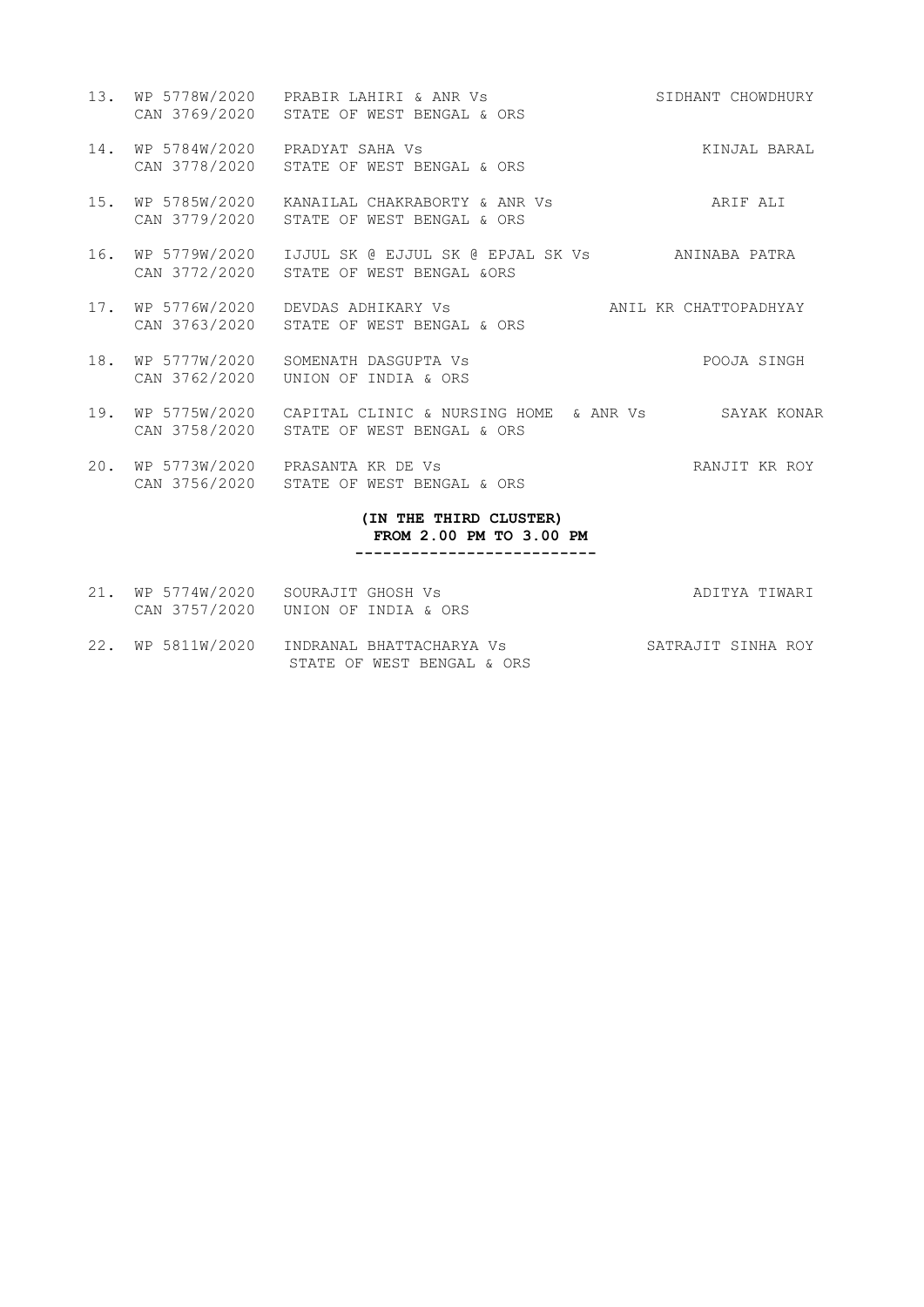| No. | Case No. | Parties | Advocate |
|---|---|---|---|
| 13. | WP 5778W/2020<br>CAN 3769/2020 | PRABIR LAHIRI & ANR Vs<br>STATE OF WEST BENGAL & ORS | SIDHANT CHOWDHURY |
| 14. | WP 5784W/2020<br>CAN 3778/2020 | PRADYAT SAHA Vs<br>STATE OF WEST BENGAL & ORS | KINJAL BARAL |
| 15. | WP 5785W/2020<br>CAN 3779/2020 | KANAILAL CHAKRABORTY & ANR Vs<br>STATE OF WEST BENGAL & ORS | ARIF ALI |
| 16. | WP 5779W/2020<br>CAN 3772/2020 | IJJUL SK @ EJJUL SK @ EPJAL SK Vs<br>STATE OF WEST BENGAL &ORS | ANINABA PATRA |
| 17. | WP 5776W/2020<br>CAN 3763/2020 | DEVDAS ADHIKARY Vs<br>STATE OF WEST BENGAL & ORS | ANIL KR CHATTOPADHYAY |
| 18. | WP 5777W/2020<br>CAN 3762/2020 | SOMENATH DASGUPTA Vs<br>UNION OF INDIA & ORS | POOJA SINGH |
| 19. | WP 5775W/2020<br>CAN 3758/2020 | CAPITAL CLINIC & NURSING HOME & ANR Vs<br>STATE OF WEST BENGAL & ORS | SAYAK KONAR |
| 20. | WP 5773W/2020<br>CAN 3756/2020 | PRASANTA KR DE Vs<br>STATE OF WEST BENGAL & ORS | RANJIT KR ROY |

**(IN THE THIRD CLUSTER)**
**FROM 2.00 PM TO 3.00 PM**

--------------------------

| No. | Case No. | Parties | Advocate |
|---|---|---|---|
| 21. | WP 5774W/2020<br>CAN 3757/2020 | SOURAJIT GHOSH Vs<br>UNION OF INDIA & ORS | ADITYA TIWARI |
| 22. | WP 5811W/2020 | INDRANAL BHATTACHARYA Vs<br>STATE OF WEST BENGAL & ORS | SATRAJIT SINHA ROY |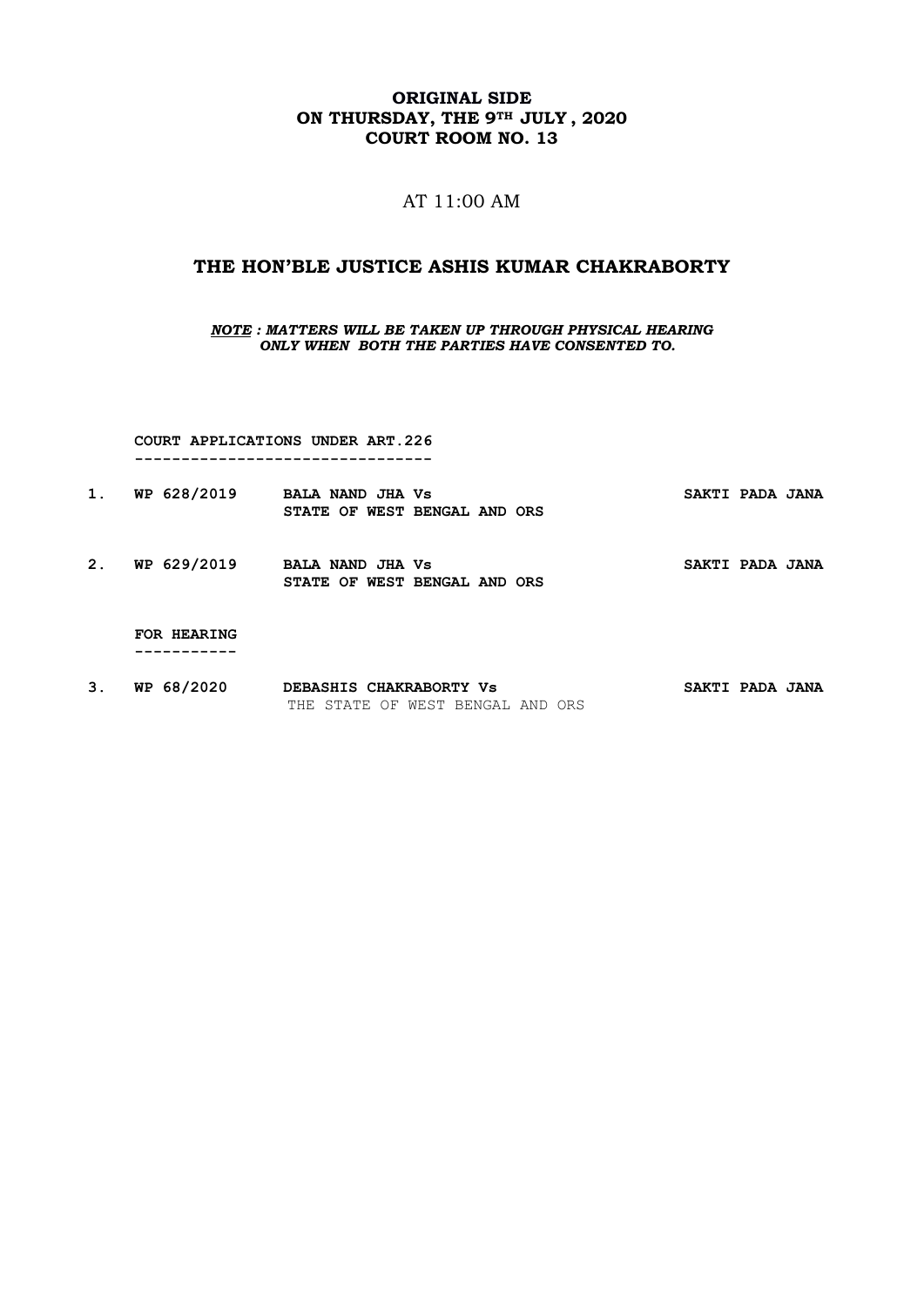**ORIGINAL SIDE**
**ON THURSDAY, THE 9TH JULY , 2020**
**COURT ROOM NO. 13**

AT 11:00 AM

## THE HON'BLE JUSTICE ASHIS KUMAR CHAKRABORTY

***NOTE : MATTERS WILL BE TAKEN UP THROUGH PHYSICAL HEARING ONLY WHEN BOTH THE PARTIES HAVE CONSENTED TO.***

**COURT APPLICATIONS UNDER ART.226**
**--------------------------------**

| | | | |
|---|---|---|---|
| **1.** | **WP 628/2019** | **BALA NAND JHA Vs STATE OF WEST BENGAL AND ORS** | **SAKTI PADA JANA** |
| **2.** | **WP 629/2019** | **BALA NAND JHA Vs STATE OF WEST BENGAL AND ORS** | **SAKTI PADA JANA** |

**FOR HEARING**
**-----------**

| | | | |
|---|---|---|---|
| **3.** | **WP 68/2020** | **DEBASHIS CHAKRABORTY Vs** THE STATE OF WEST BENGAL AND ORS | **SAKTI PADA JANA** |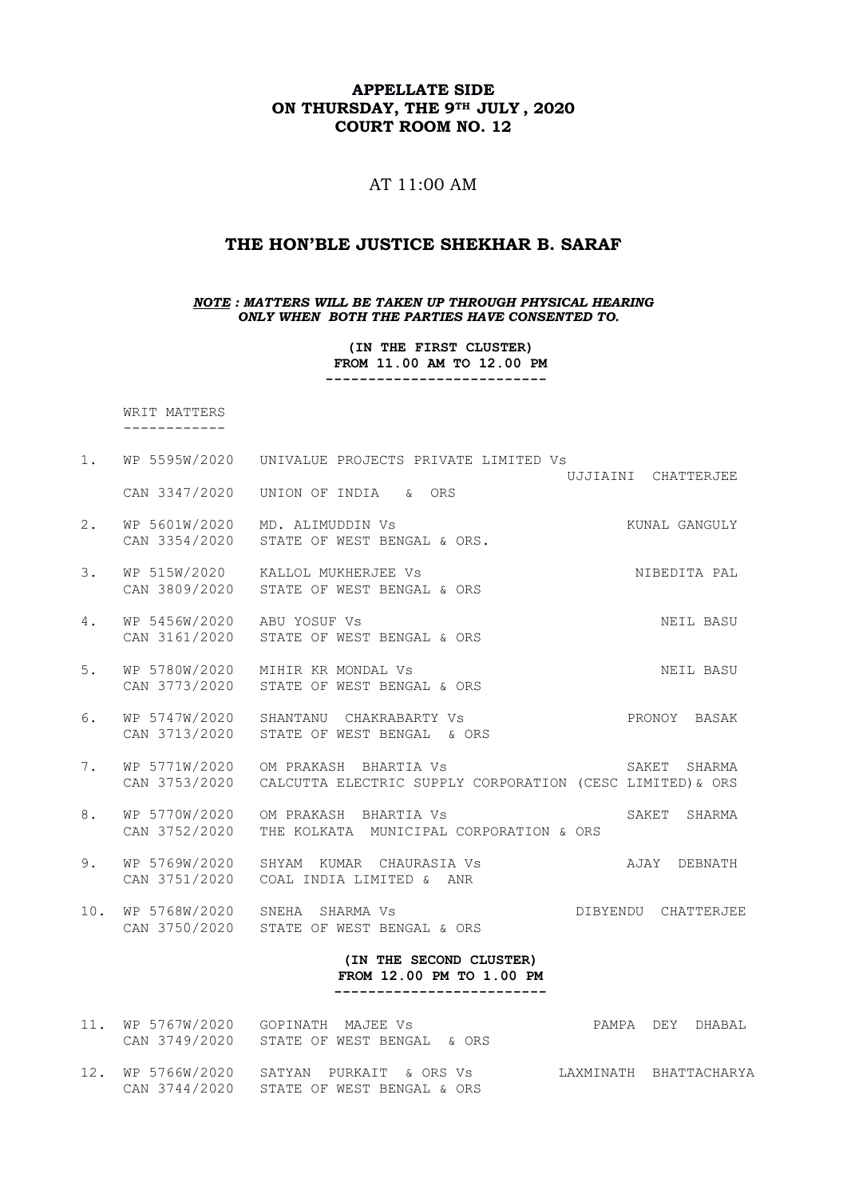**APPELLATE SIDE**
**ON THURSDAY, THE 9TH JULY , 2020**
**COURT ROOM NO. 12**

AT 11:00 AM

## THE HON'BLE JUSTICE SHEKHAR B. SARAF

***NOTE : MATTERS WILL BE TAKEN UP THROUGH PHYSICAL HEARING ONLY WHEN BOTH THE PARTIES HAVE CONSENTED TO.***

**(IN THE FIRST CLUSTER)**
**FROM 11.00 AM TO 12.00 PM**

WRIT MATTERS

| | | | |
|---|---|---|---|
| 1. | WP 5595W/2020<br>CAN 3347/2020 | UNIVALUE PROJECTS PRIVATE LIMITED Vs<br>UNION OF INDIA & ORS | UJJIAINI CHATTERJEE |
| 2. | WP 5601W/2020<br>CAN 3354/2020 | MD. ALIMUDDIN Vs<br>STATE OF WEST BENGAL & ORS. | KUNAL GANGULY |
| 3. | WP 515W/2020<br>CAN 3809/2020 | KALLOL MUKHERJEE Vs<br>STATE OF WEST BENGAL & ORS | NIBEDITA PAL |
| 4. | WP 5456W/2020<br>CAN 3161/2020 | ABU YOSUF Vs<br>STATE OF WEST BENGAL & ORS | NEIL BASU |
| 5. | WP 5780W/2020<br>CAN 3773/2020 | MIHIR KR MONDAL Vs<br>STATE OF WEST BENGAL & ORS | NEIL BASU |
| 6. | WP 5747W/2020<br>CAN 3713/2020 | SHANTANU CHAKRABARTY Vs<br>STATE OF WEST BENGAL & ORS | PRONOY BASAK |
| 7. | WP 5771W/2020<br>CAN 3753/2020 | OM PRAKASH BHARTIA Vs<br>CALCUTTA ELECTRIC SUPPLY CORPORATION (CESC LIMITED)& ORS | SAKET SHARMA |
| 8. | WP 5770W/2020<br>CAN 3752/2020 | OM PRAKASH BHARTIA Vs<br>THE KOLKATA MUNICIPAL CORPORATION & ORS | SAKET SHARMA |
| 9. | WP 5769W/2020<br>CAN 3751/2020 | SHYAM KUMAR CHAURASIA Vs<br>COAL INDIA LIMITED & ANR | AJAY DEBNATH |
| 10. | WP 5768W/2020<br>CAN 3750/2020 | SNEHA SHARMA Vs<br>STATE OF WEST BENGAL & ORS | DIBYENDU CHATTERJEE |

**(IN THE SECOND CLUSTER)**
**FROM 12.00 PM TO 1.00 PM**

| | | | |
|---|---|---|---|
| 11. | WP 5767W/2020<br>CAN 3749/2020 | GOPINATH MAJEE Vs<br>STATE OF WEST BENGAL & ORS | PAMPA DEY DHABAL |
| 12. | WP 5766W/2020<br>CAN 3744/2020 | SATYAN PURKAIT & ORS Vs<br>STATE OF WEST BENGAL & ORS | LAXMINATH BHATTACHARYA |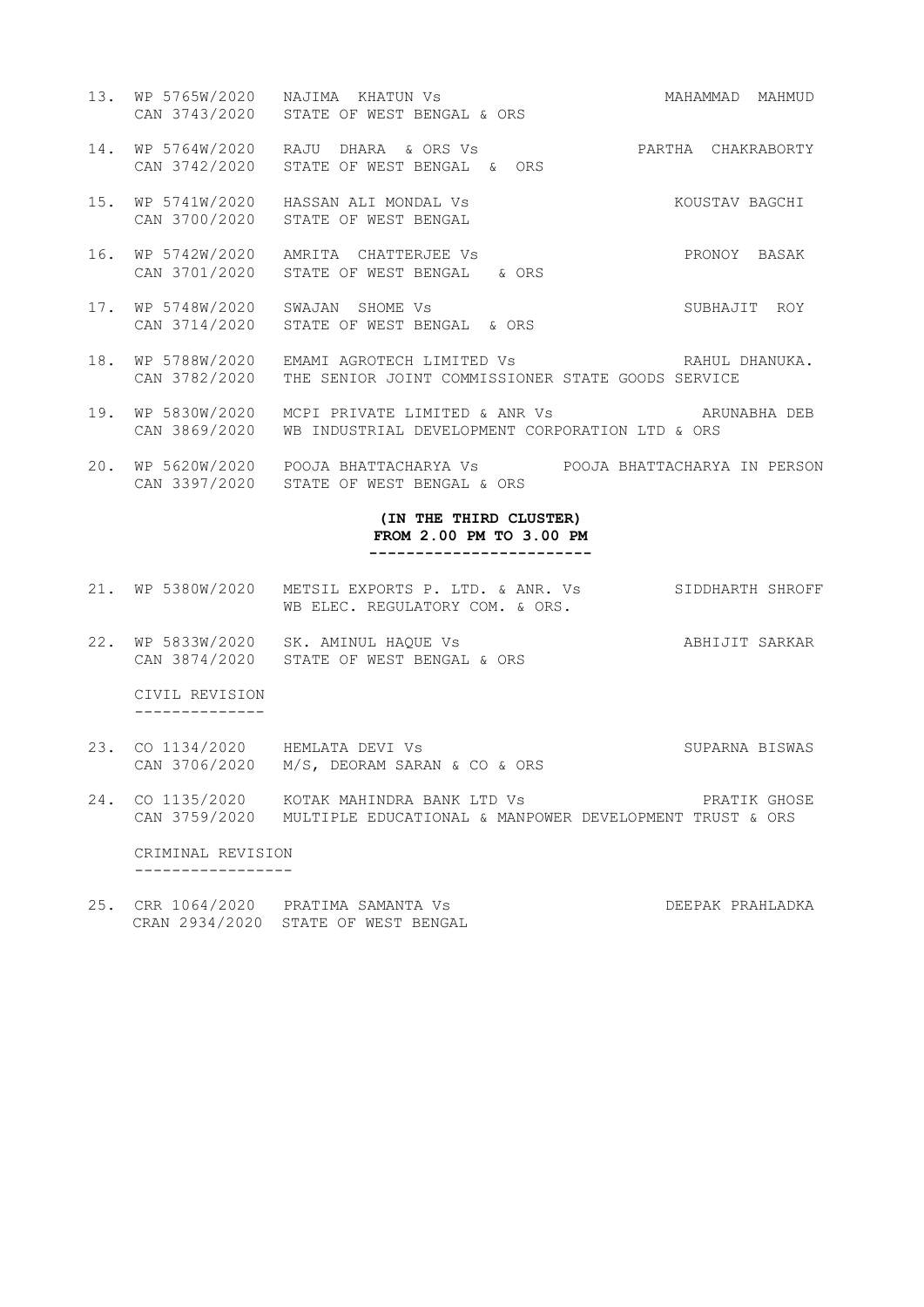13. WP 5765W/2020 NAJIMA KHATUN Vs MAHAMMAD MAHMUD
    CAN 3743/2020 STATE OF WEST BENGAL & ORS

14. WP 5764W/2020 RAJU DHARA & ORS Vs PARTHA CHAKRABORTY
    CAN 3742/2020 STATE OF WEST BENGAL & ORS

15. WP 5741W/2020 HASSAN ALI MONDAL Vs KOUSTAV BAGCHI
    CAN 3700/2020 STATE OF WEST BENGAL

16. WP 5742W/2020 AMRITA CHATTERJEE Vs PRONOY BASAK
    CAN 3701/2020 STATE OF WEST BENGAL & ORS

17. WP 5748W/2020 SWAJAN SHOME Vs SUBHAJIT ROY
    CAN 3714/2020 STATE OF WEST BENGAL & ORS

18. WP 5788W/2020 EMAMI AGROTECH LIMITED Vs RAHUL DHANUKA.
    CAN 3782/2020 THE SENIOR JOINT COMMISSIONER STATE GOODS SERVICE

19. WP 5830W/2020 MCPI PRIVATE LIMITED & ANR Vs ARUNABHA DEB
    CAN 3869/2020 WB INDUSTRIAL DEVELOPMENT CORPORATION LTD & ORS

20. WP 5620W/2020 POOJA BHATTACHARYA Vs POOJA BHATTACHARYA IN PERSON
    CAN 3397/2020 STATE OF WEST BENGAL & ORS

**(IN THE THIRD CLUSTER)**
**FROM 2.00 PM TO 3.00 PM**

------------------------

21. WP 5380W/2020 METSIL EXPORTS P. LTD. & ANR. Vs SIDDHARTH SHROFF
    WB ELEC. REGULATORY COM. & ORS.

22. WP 5833W/2020 SK. AMINUL HAQUE Vs ABHIJIT SARKAR
    CAN 3874/2020 STATE OF WEST BENGAL & ORS

CIVIL REVISION

--------------

23. CO 1134/2020 HEMLATA DEVI Vs SUPARNA BISWAS
    CAN 3706/2020 M/S, DEORAM SARAN & CO & ORS

24. CO 1135/2020 KOTAK MAHINDRA BANK LTD Vs PRATIK GHOSE
    CAN 3759/2020 MULTIPLE EDUCATIONAL & MANPOWER DEVELOPMENT TRUST & ORS

CRIMINAL REVISION

-----------------

25. CRR 1064/2020 PRATIMA SAMANTA Vs DEEPAK PRAHLADKA
    CRAN 2934/2020 STATE OF WEST BENGAL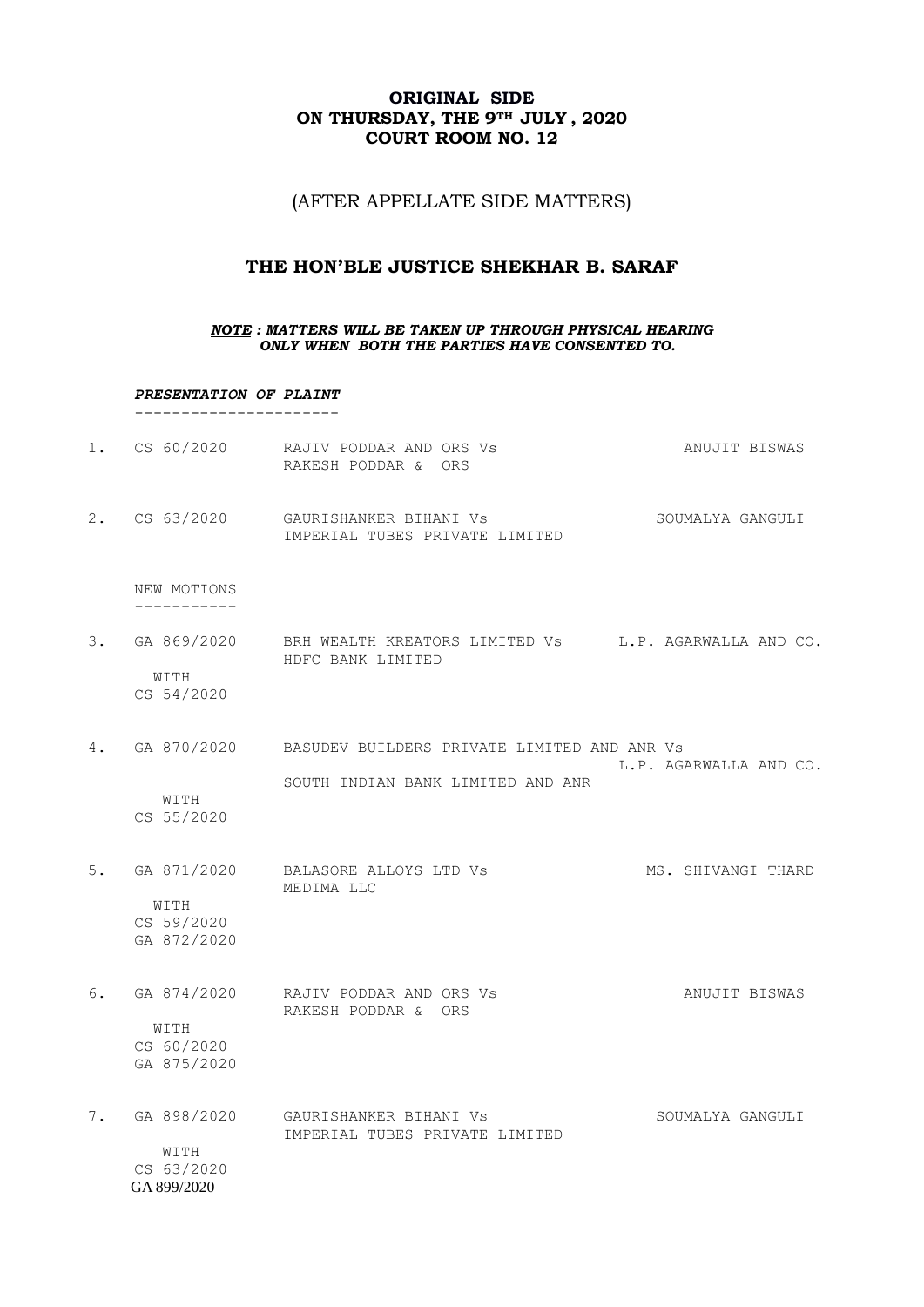**ORIGINAL SIDE**
**ON THURSDAY, THE 9TH JULY , 2020**
**COURT ROOM NO. 12**

(AFTER APPELLATE SIDE MATTERS)

## THE HON'BLE JUSTICE SHEKHAR B. SARAF

***NOTE : MATTERS WILL BE TAKEN UP THROUGH PHYSICAL HEARING ONLY WHEN BOTH THE PARTIES HAVE CONSENTED TO.***

***PRESENTATION OF PLAINT***

| No. | Case No. | Parties | Advocate |
|---|---|---|---|
| 1. | CS 60/2020 | RAJIV PODDAR AND ORS Vs RAKESH PODDAR & ORS | ANUJIT BISWAS |
| 2. | CS 63/2020 | GAURISHANKER BIHANI Vs IMPERIAL TUBES PRIVATE LIMITED | SOUMALYA GANGULI |

NEW MOTIONS

| No. | Case No. | Parties | Advocate |
|---|---|---|---|
| 3. | GA 869/2020 WITH CS 54/2020 | BRH WEALTH KREATORS LIMITED Vs HDFC BANK LIMITED | L.P. AGARWALLA AND CO. |
| 4. | GA 870/2020 WITH CS 55/2020 | BASUDEV BUILDERS PRIVATE LIMITED AND ANR Vs SOUTH INDIAN BANK LIMITED AND ANR | L.P. AGARWALLA AND CO. |
| 5. | GA 871/2020 WITH CS 59/2020 GA 872/2020 | BALASORE ALLOYS LTD Vs MEDIMA LLC | MS. SHIVANGI THARD |
| 6. | GA 874/2020 WITH CS 60/2020 GA 875/2020 | RAJIV PODDAR AND ORS Vs RAKESH PODDAR & ORS | ANUJIT BISWAS |
| 7. | GA 898/2020 WITH CS 63/2020 GA 899/2020 | GAURISHANKER BIHANI Vs IMPERIAL TUBES PRIVATE LIMITED | SOUMALYA GANGULI |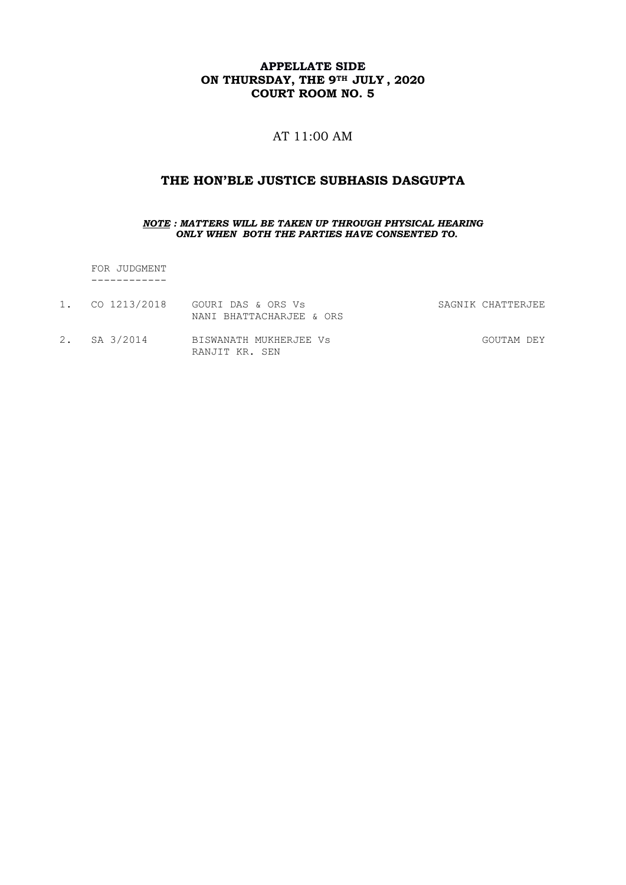**APPELLATE SIDE**
**ON THURSDAY, THE 9TH JULY , 2020**
**COURT ROOM NO. 5**

AT 11:00 AM

## THE HON'BLE JUSTICE SUBHASIS DASGUPTA

***NOTE : MATTERS WILL BE TAKEN UP THROUGH PHYSICAL HEARING ONLY WHEN BOTH THE PARTIES HAVE CONSENTED TO.***

FOR JUDGMENT
------------

| | | | |
|---|---|---|---|
| 1. | CO 1213/2018 | GOURI DAS & ORS Vs<br>NANI BHATTACHARJEE & ORS | SAGNIK CHATTERJEE |
| 2. | SA 3/2014 | BISWANATH MUKHERJEE Vs<br>RANJIT KR. SEN | GOUTAM DEY |